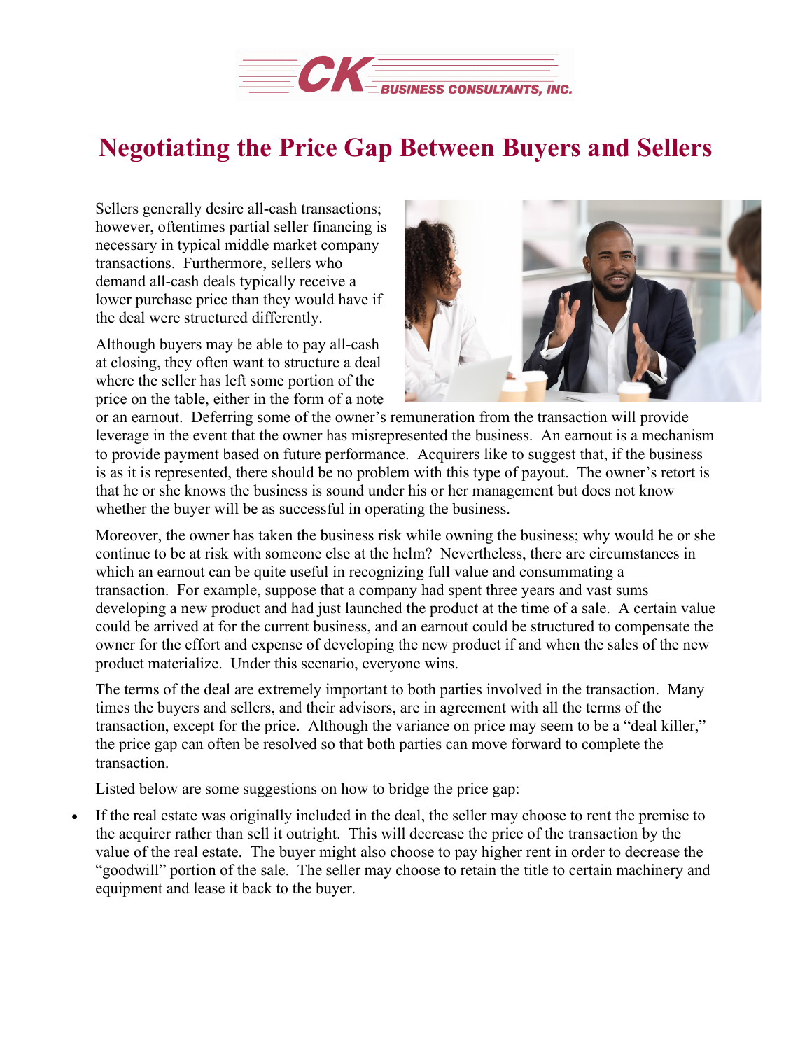# Negotiating the Price Gap Between Buyers and Sellers

Sellers generally desire all-cash transactions; however, oftentimes partial seller financing is necessary in typical middle market company transactions. Furthermore, sellers who demand all-cash deals typically receive a lower purchase price than they would have if the deal were structured differently.

Although buyers may be able to pay all-cash at closing, they often want to structure a deal where the seller has left some portion of the price on the table, either in the form of a note or an earnout. Deferring some of the owner's remuneration from the transaction will provide leverage in the event that the owner has misrepresented the business. An earnout is a mechanism to provide payment based on future performance. Acquirers like to suggest that, if the business is as it is represented, there should be no problem with this type of payout. The owner's retort is that he or she knows the business is sound under his or her management but does not know whether the buyer will be as successful in operating the business.

Moreover, the owner has taken the business risk while owning the business; why would he or she continue to be at risk with someone else at the helm? Nevertheless, there are circumstances in which an earnout can be quite useful in recognizing full value and consummating a transaction. For example, suppose that a company had spent three years and vast sums developing a new product and had just launched the product at the time of a sale. A certain value could be arrived at for the current business, and an earnout could be structured to compensate the owner for the effort and expense of developing the new product if and when the sales of the new product materialize. Under this scenario, everyone wins.

The terms of the deal are extremely important to both parties involved in the transaction. Many times the buyers and sellers, and their advisors, are in agreement with all the terms of the transaction, except for the price. Although the variance on price may seem to be a "deal killer," the price gap can often be resolved so that both parties can move forward to complete the transaction.

Listed below are some suggestions on how to bridge the price gap:

- If the real estate was originally included in the deal, the seller may choose to rent the premise to the acquirer rather than sell it outright. This will decrease the price of the transaction by the value of the real estate. The buyer might also choose to pay higher rent in order to decrease the "goodwill" portion of the sale. The seller may choose to retain the title to certain machinery and equipment and lease it back to the buyer.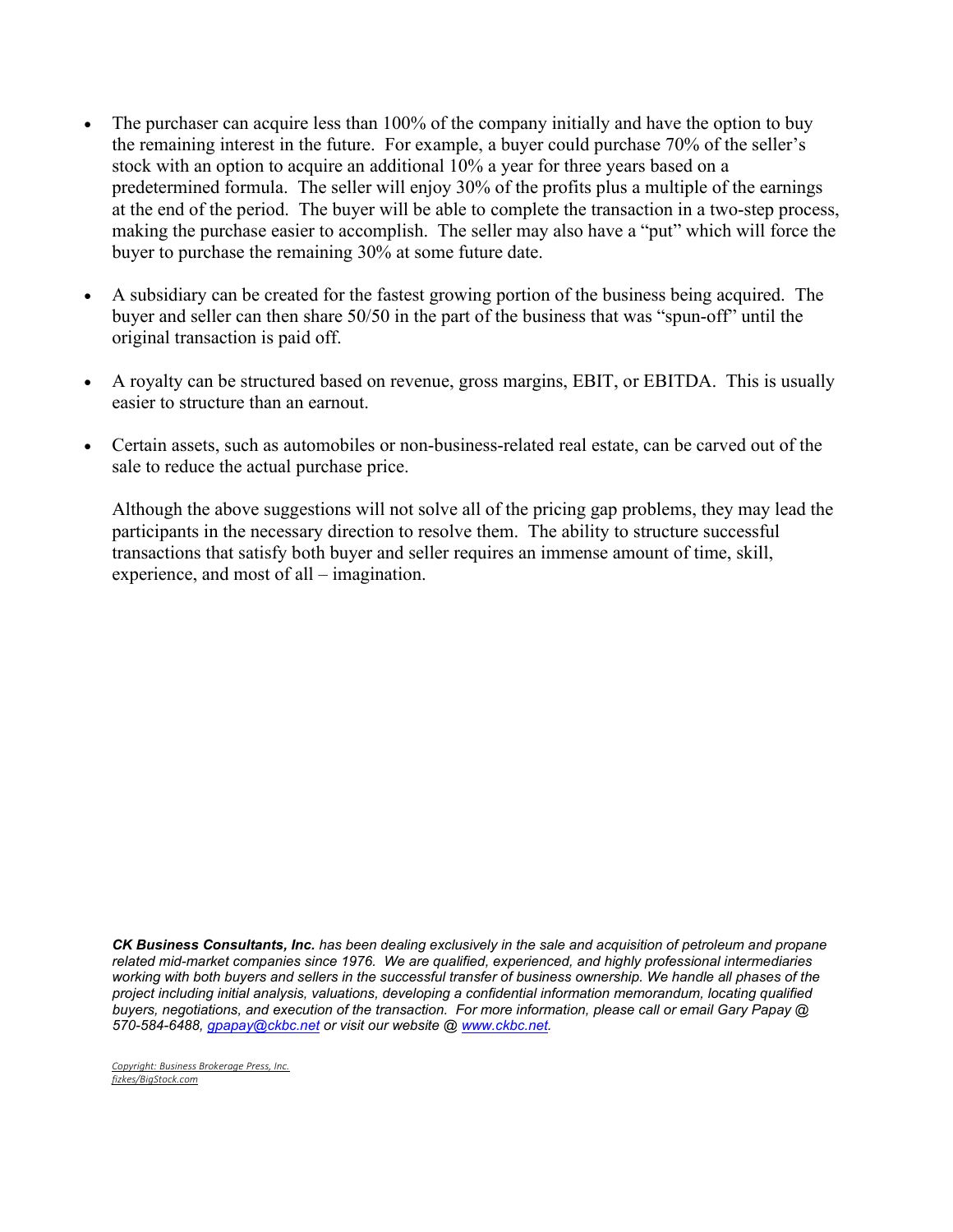- The purchaser can acquire less than 100% of the company initially and have the option to buy the remaining interest in the future. For example, a buyer could purchase 70% of the seller's stock with an option to acquire an additional 10% a year for three years based on a predetermined formula. The seller will enjoy 30% of the profits plus a multiple of the earnings at the end of the period. The buyer will be able to complete the transaction in a two-step process, making the purchase easier to accomplish. The seller may also have a "put" which will force the buyer to purchase the remaining 30% at some future date.

- A subsidiary can be created for the fastest growing portion of the business being acquired. The buyer and seller can then share 50/50 in the part of the business that was "spun-off" until the original transaction is paid off.

- A royalty can be structured based on revenue, gross margins, EBIT, or EBITDA. This is usually easier to structure than an earnout.

- Certain assets, such as automobiles or non-business-related real estate, can be carved out of the sale to reduce the actual purchase price.

Although the above suggestions will not solve all of the pricing gap problems, they may lead the participants in the necessary direction to resolve them. The ability to structure successful transactions that satisfy both buyer and seller requires an immense amount of time, skill, experience, and most of all – imagination.

***CK Business Consultants, Inc.*** *has been dealing exclusively in the sale and acquisition of petroleum and propane related mid-market companies since 1976. We are qualified, experienced, and highly professional intermediaries working with both buyers and sellers in the successful transfer of business ownership. We handle all phases of the project including initial analysis, valuations, developing a confidential information memorandum, locating qualified buyers, negotiations, and execution of the transaction. For more information, please call or email Gary Papay @ 570-584-6488, gpapay@ckbc.net or visit our website @ www.ckbc.net.*

*Copyright: Business Brokerage Press, Inc.*
*fizkes/BigStock.com*